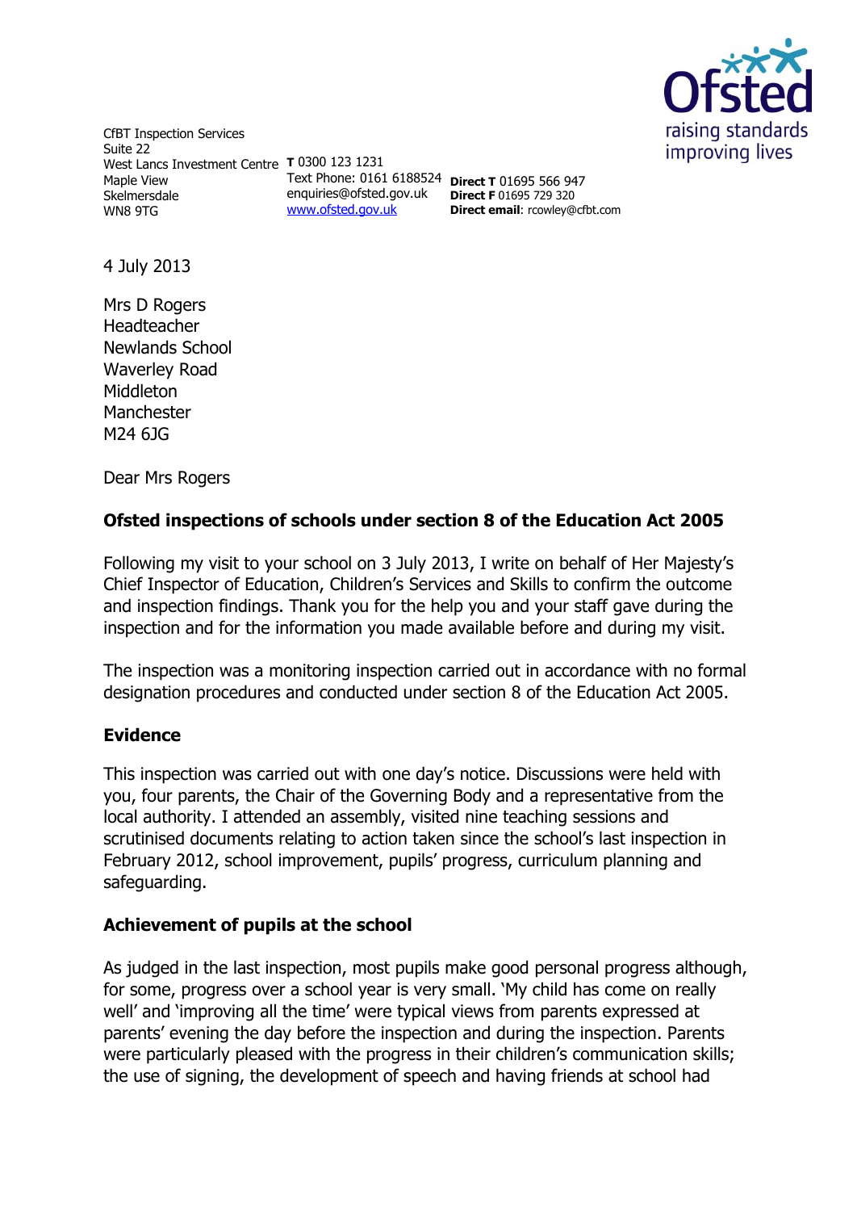CfBT Inspection Services
Suite 22
West Lancs Investment Centre
Maple View
Skelmersdale
WN8 9TG

**T** 0300 123 1231
Text Phone: 0161 6188524
enquiries@ofsted.gov.uk
www.ofsted.gov.uk

**Direct T** 01695 566 947
**Direct F** 01695 729 320
**Direct email**: rcowley@cfbt.com

4 July 2013

Mrs D Rogers
Headteacher
Newlands School
Waverley Road
Middleton
Manchester
M24 6JG

Dear Mrs Rogers

**Ofsted inspections of schools under section 8 of the Education Act 2005**

Following my visit to your school on 3 July 2013, I write on behalf of Her Majesty's Chief Inspector of Education, Children's Services and Skills to confirm the outcome and inspection findings. Thank you for the help you and your staff gave during the inspection and for the information you made available before and during my visit.

The inspection was a monitoring inspection carried out in accordance with no formal designation procedures and conducted under section 8 of the Education Act 2005.

**Evidence**

This inspection was carried out with one day's notice. Discussions were held with you, four parents, the Chair of the Governing Body and a representative from the local authority. I attended an assembly, visited nine teaching sessions and scrutinised documents relating to action taken since the school's last inspection in February 2012, school improvement, pupils' progress, curriculum planning and safeguarding.

**Achievement of pupils at the school**

As judged in the last inspection, most pupils make good personal progress although, for some, progress over a school year is very small. 'My child has come on really well' and 'improving all the time' were typical views from parents expressed at parents' evening the day before the inspection and during the inspection. Parents were particularly pleased with the progress in their children's communication skills; the use of signing, the development of speech and having friends at school had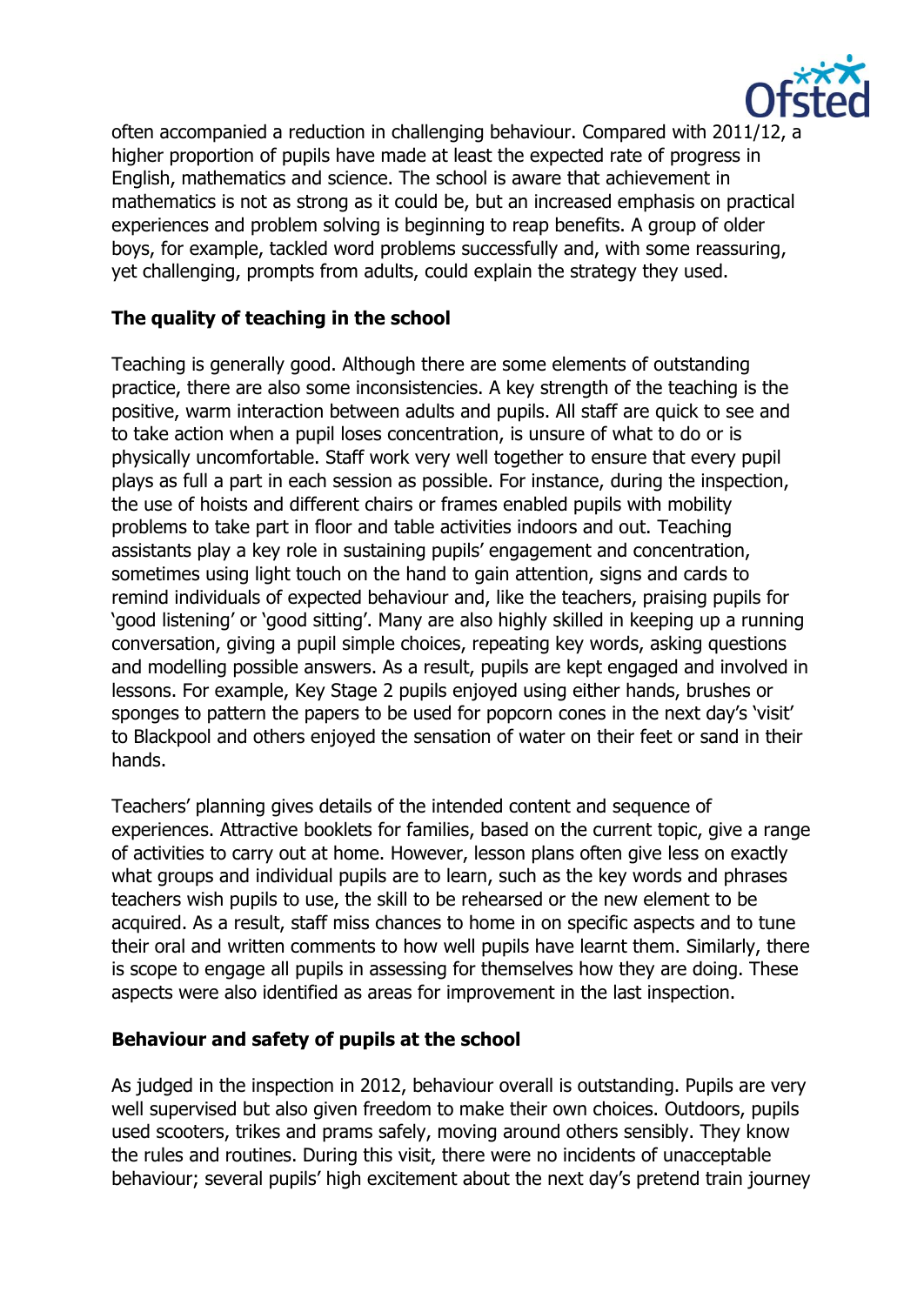often accompanied a reduction in challenging behaviour. Compared with 2011/12, a higher proportion of pupils have made at least the expected rate of progress in English, mathematics and science. The school is aware that achievement in mathematics is not as strong as it could be, but an increased emphasis on practical experiences and problem solving is beginning to reap benefits. A group of older boys, for example, tackled word problems successfully and, with some reassuring, yet challenging, prompts from adults, could explain the strategy they used.

### The quality of teaching in the school

Teaching is generally good. Although there are some elements of outstanding practice, there are also some inconsistencies. A key strength of the teaching is the positive, warm interaction between adults and pupils. All staff are quick to see and to take action when a pupil loses concentration, is unsure of what to do or is physically uncomfortable. Staff work very well together to ensure that every pupil plays as full a part in each session as possible. For instance, during the inspection, the use of hoists and different chairs or frames enabled pupils with mobility problems to take part in floor and table activities indoors and out. Teaching assistants play a key role in sustaining pupils' engagement and concentration, sometimes using light touch on the hand to gain attention, signs and cards to remind individuals of expected behaviour and, like the teachers, praising pupils for 'good listening' or 'good sitting'. Many are also highly skilled in keeping up a running conversation, giving a pupil simple choices, repeating key words, asking questions and modelling possible answers. As a result, pupils are kept engaged and involved in lessons. For example, Key Stage 2 pupils enjoyed using either hands, brushes or sponges to pattern the papers to be used for popcorn cones in the next day's 'visit' to Blackpool and others enjoyed the sensation of water on their feet or sand in their hands.

Teachers' planning gives details of the intended content and sequence of experiences. Attractive booklets for families, based on the current topic, give a range of activities to carry out at home. However, lesson plans often give less on exactly what groups and individual pupils are to learn, such as the key words and phrases teachers wish pupils to use, the skill to be rehearsed or the new element to be acquired. As a result, staff miss chances to home in on specific aspects and to tune their oral and written comments to how well pupils have learnt them. Similarly, there is scope to engage all pupils in assessing for themselves how they are doing. These aspects were also identified as areas for improvement in the last inspection.

### Behaviour and safety of pupils at the school

As judged in the inspection in 2012, behaviour overall is outstanding. Pupils are very well supervised but also given freedom to make their own choices. Outdoors, pupils used scooters, trikes and prams safely, moving around others sensibly. They know the rules and routines. During this visit, there were no incidents of unacceptable behaviour; several pupils' high excitement about the next day's pretend train journey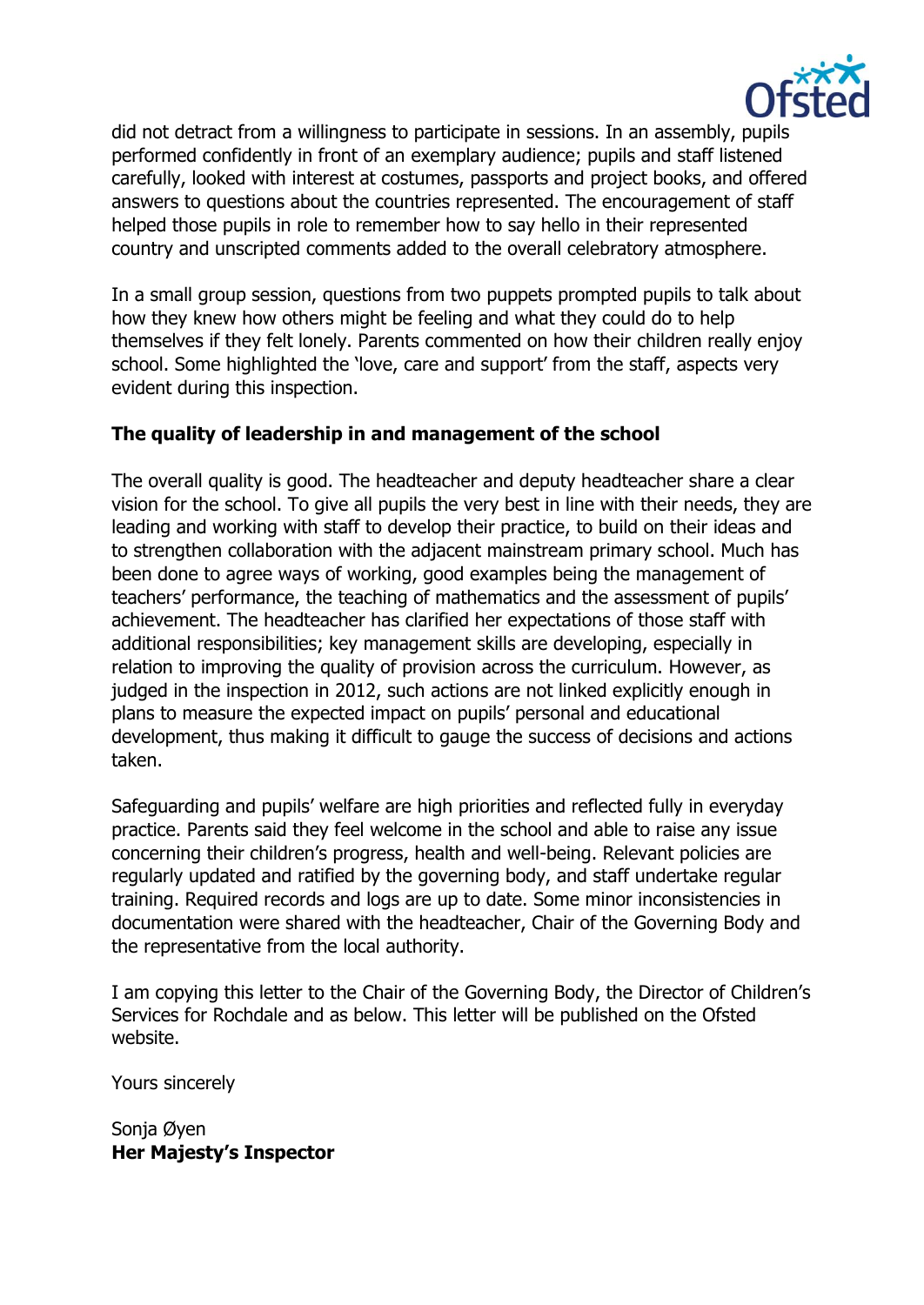did not detract from a willingness to participate in sessions. In an assembly, pupils performed confidently in front of an exemplary audience; pupils and staff listened carefully, looked with interest at costumes, passports and project books, and offered answers to questions about the countries represented. The encouragement of staff helped those pupils in role to remember how to say hello in their represented country and unscripted comments added to the overall celebratory atmosphere.

In a small group session, questions from two puppets prompted pupils to talk about how they knew how others might be feeling and what they could do to help themselves if they felt lonely. Parents commented on how their children really enjoy school. Some highlighted the 'love, care and support' from the staff, aspects very evident during this inspection.

**The quality of leadership in and management of the school**

The overall quality is good. The headteacher and deputy headteacher share a clear vision for the school. To give all pupils the very best in line with their needs, they are leading and working with staff to develop their practice, to build on their ideas and to strengthen collaboration with the adjacent mainstream primary school. Much has been done to agree ways of working, good examples being the management of teachers' performance, the teaching of mathematics and the assessment of pupils' achievement. The headteacher has clarified her expectations of those staff with additional responsibilities; key management skills are developing, especially in relation to improving the quality of provision across the curriculum. However, as judged in the inspection in 2012, such actions are not linked explicitly enough in plans to measure the expected impact on pupils' personal and educational development, thus making it difficult to gauge the success of decisions and actions taken.

Safeguarding and pupils' welfare are high priorities and reflected fully in everyday practice. Parents said they feel welcome in the school and able to raise any issue concerning their children's progress, health and well-being. Relevant policies are regularly updated and ratified by the governing body, and staff undertake regular training. Required records and logs are up to date. Some minor inconsistencies in documentation were shared with the headteacher, Chair of the Governing Body and the representative from the local authority.

I am copying this letter to the Chair of the Governing Body, the Director of Children's Services for Rochdale and as below. This letter will be published on the Ofsted website.

Yours sincerely

Sonja Øyen
**Her Majesty's Inspector**